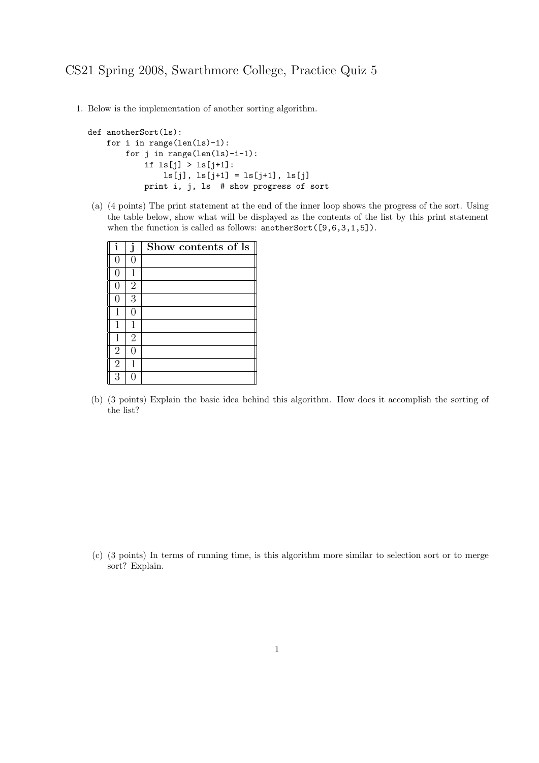# CS21 Spring 2008, Swarthmore College, Practice Quiz 5

1. Below is the implementation of another sorting algorithm.

```
def anotherSort(ls):
    for i in range(len(ls)-1):
        for j in range(len(ls)-i-1):
            if ls[j] > ls[j+1]:
                ls[j], ls[j+1] = ls[j+1], ls[j]
            print i, j, ls  # show progress of sort
```

(a) (4 points) The print statement at the end of the inner loop shows the progress of the sort. Using the table below, show what will be displayed as the contents of the list by this print statement when the function is called as follows: `anotherSort([9,6,3,1,5])`.

| i | j | Show contents of ls |
|---|---|---|
| 0 | 0 | |
| 0 | 1 | |
| 0 | 2 | |
| 0 | 3 | |
| 1 | 0 | |
| 1 | 1 | |
| 1 | 2 | |
| 2 | 0 | |
| 2 | 1 | |
| 3 | 0 | |

(b) (3 points) Explain the basic idea behind this algorithm. How does it accomplish the sorting of the list?

(c) (3 points) In terms of running time, is this algorithm more similar to selection sort or to merge sort? Explain.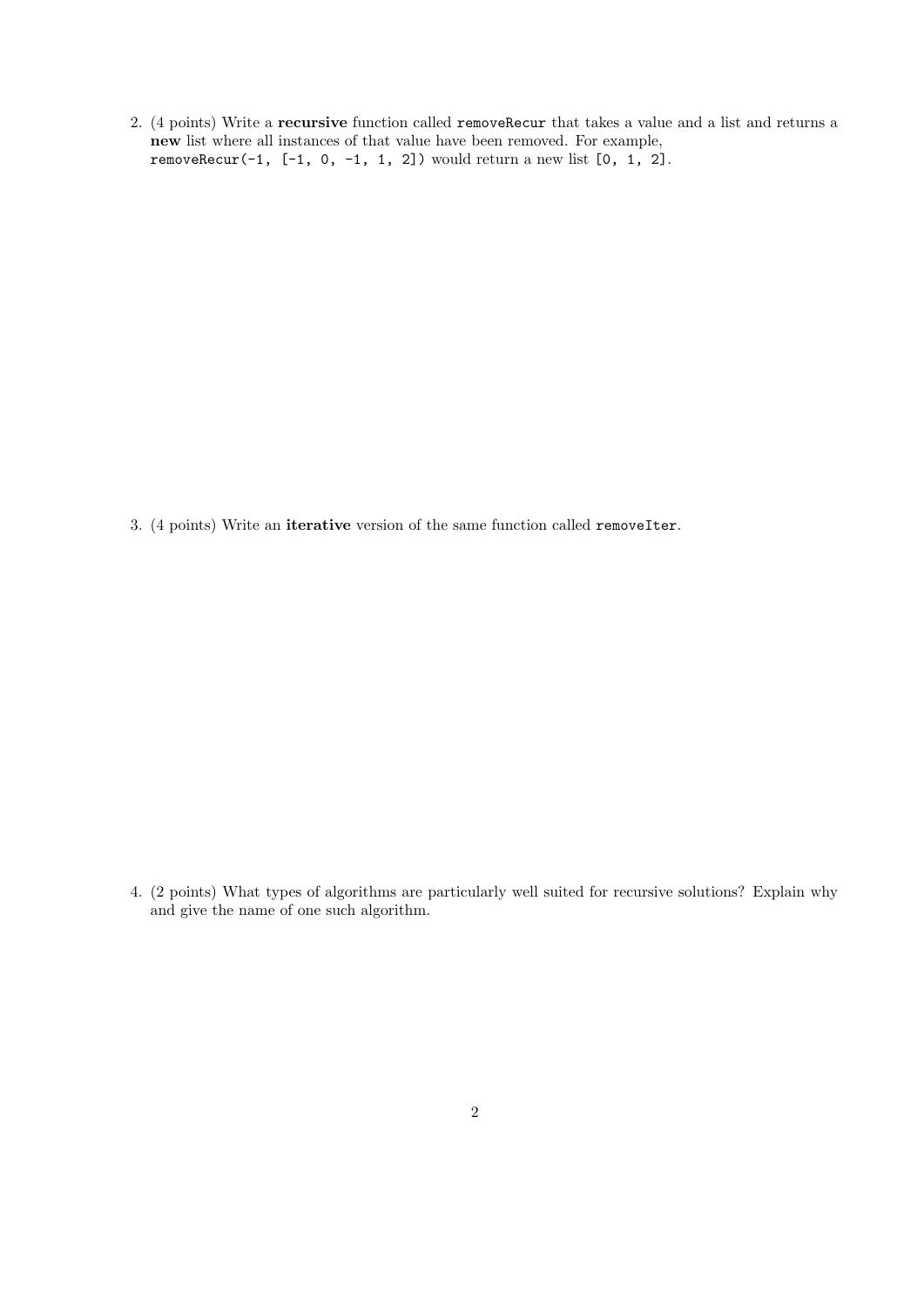2. (4 points) Write a **recursive** function called `removeRecur` that takes a value and a list and returns a **new** list where all instances of that value have been removed. For example,
`removeRecur(-1, [-1, 0, -1, 1, 2])` would return a new list `[0, 1, 2]`.

3. (4 points) Write an **iterative** version of the same function called `removeIter`.

4. (2 points) What types of algorithms are particularly well suited for recursive solutions? Explain why and give the name of one such algorithm.